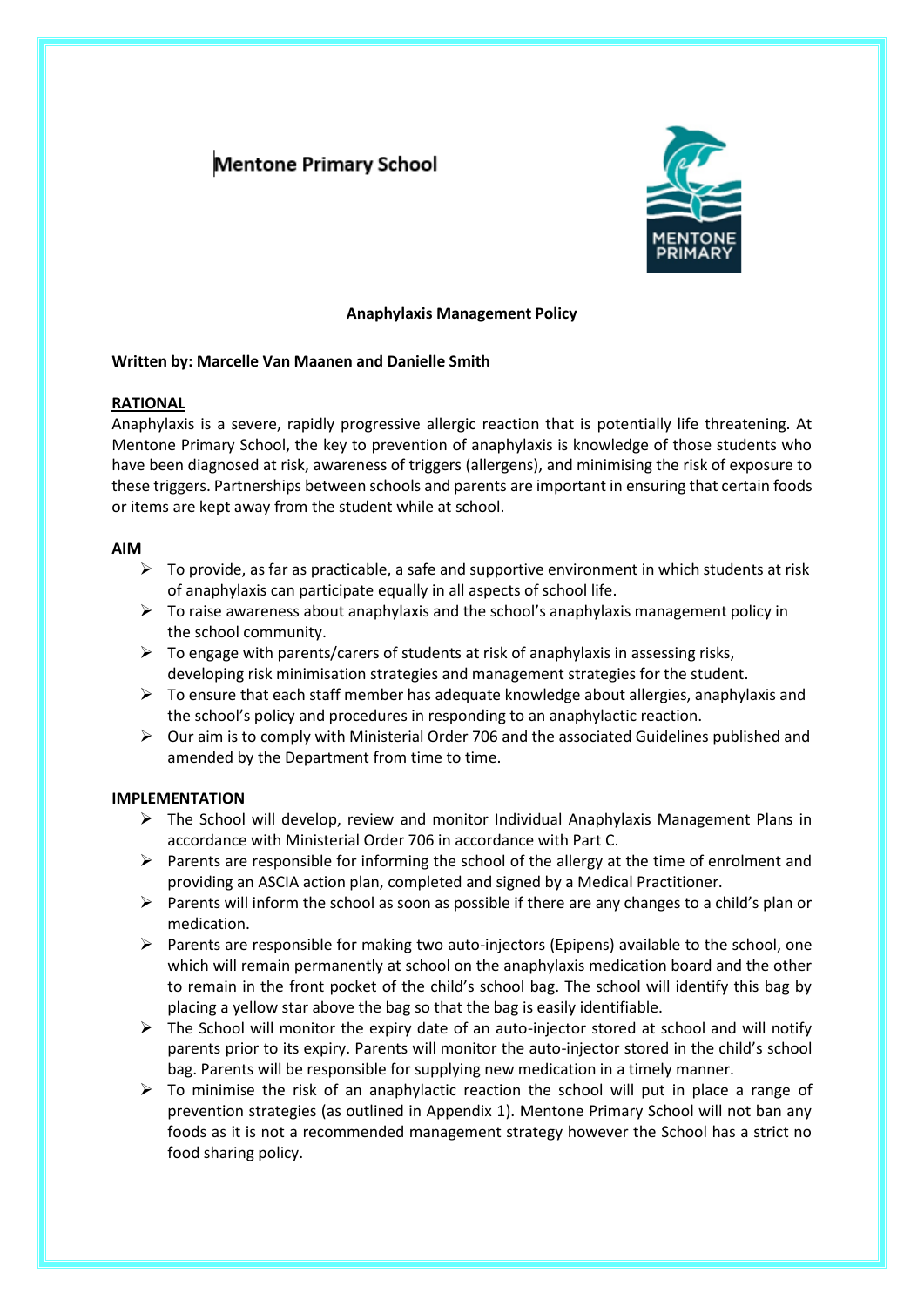# Mentone Primary School

**Anaphylaxis Management Policy**

**Written by: Marcelle Van Maanen and Danielle Smith**

## RATIONAL

Anaphylaxis is a severe, rapidly progressive allergic reaction that is potentially life threatening. At Mentone Primary School, the key to prevention of anaphylaxis is knowledge of those students who have been diagnosed at risk, awareness of triggers (allergens), and minimising the risk of exposure to these triggers. Partnerships between schools and parents are important in ensuring that certain foods or items are kept away from the student while at school.

## AIM

- To provide, as far as practicable, a safe and supportive environment in which students at risk of anaphylaxis can participate equally in all aspects of school life.
- To raise awareness about anaphylaxis and the school's anaphylaxis management policy in the school community.
- To engage with parents/carers of students at risk of anaphylaxis in assessing risks, developing risk minimisation strategies and management strategies for the student.
- To ensure that each staff member has adequate knowledge about allergies, anaphylaxis and the school's policy and procedures in responding to an anaphylactic reaction.
- Our aim is to comply with Ministerial Order 706 and the associated Guidelines published and amended by the Department from time to time.

## IMPLEMENTATION

- The School will develop, review and monitor Individual Anaphylaxis Management Plans in accordance with Ministerial Order 706 in accordance with Part C.
- Parents are responsible for informing the school of the allergy at the time of enrolment and providing an ASCIA action plan, completed and signed by a Medical Practitioner.
- Parents will inform the school as soon as possible if there are any changes to a child's plan or medication.
- Parents are responsible for making two auto-injectors (Epipens) available to the school, one which will remain permanently at school on the anaphylaxis medication board and the other to remain in the front pocket of the child's school bag. The school will identify this bag by placing a yellow star above the bag so that the bag is easily identifiable.
- The School will monitor the expiry date of an auto-injector stored at school and will notify parents prior to its expiry. Parents will monitor the auto-injector stored in the child's school bag. Parents will be responsible for supplying new medication in a timely manner.
- To minimise the risk of an anaphylactic reaction the school will put in place a range of prevention strategies (as outlined in Appendix 1). Mentone Primary School will not ban any foods as it is not a recommended management strategy however the School has a strict no food sharing policy.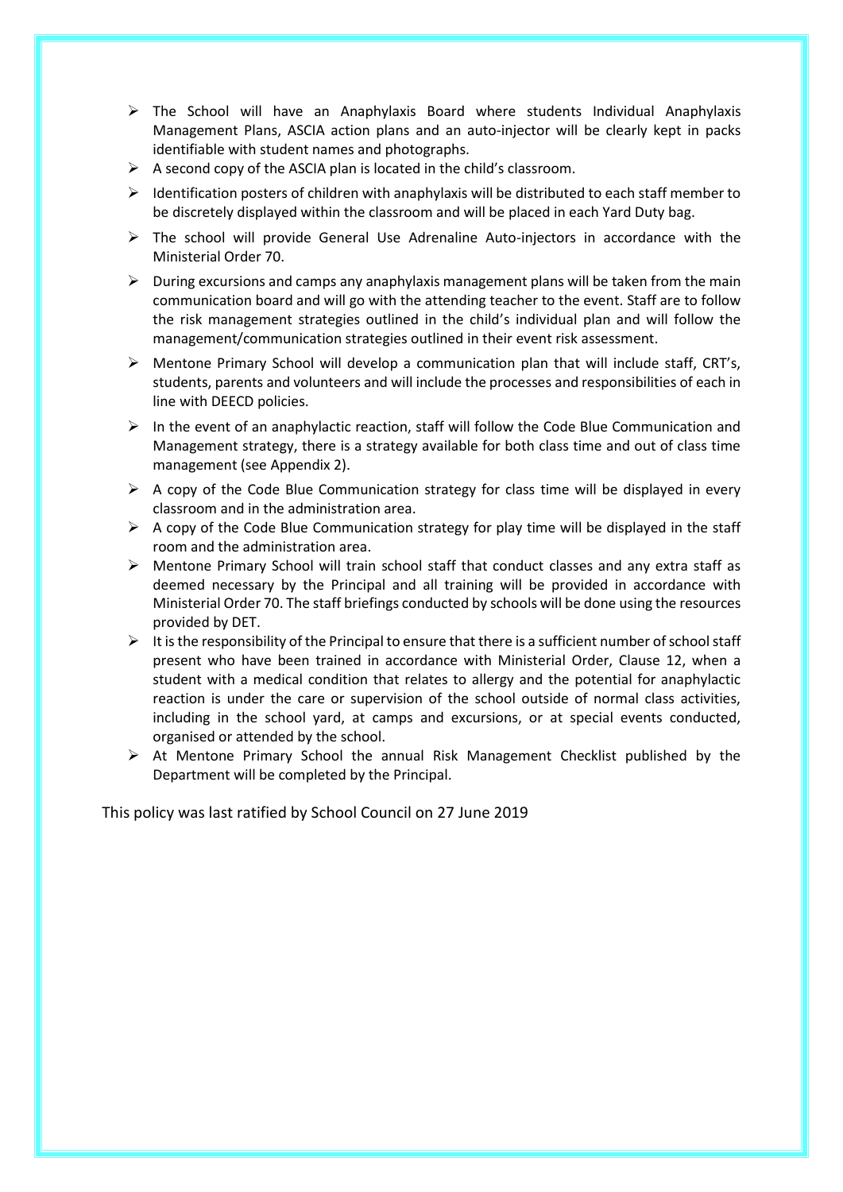- The School will have an Anaphylaxis Board where students Individual Anaphylaxis Management Plans, ASCIA action plans and an auto-injector will be clearly kept in packs identifiable with student names and photographs.
- A second copy of the ASCIA plan is located in the child's classroom.
- Identification posters of children with anaphylaxis will be distributed to each staff member to be discretely displayed within the classroom and will be placed in each Yard Duty bag.
- The school will provide General Use Adrenaline Auto-injectors in accordance with the Ministerial Order 70.
- During excursions and camps any anaphylaxis management plans will be taken from the main communication board and will go with the attending teacher to the event. Staff are to follow the risk management strategies outlined in the child's individual plan and will follow the management/communication strategies outlined in their event risk assessment.
- Mentone Primary School will develop a communication plan that will include staff, CRT's, students, parents and volunteers and will include the processes and responsibilities of each in line with DEECD policies.
- In the event of an anaphylactic reaction, staff will follow the Code Blue Communication and Management strategy, there is a strategy available for both class time and out of class time management (see Appendix 2).
- A copy of the Code Blue Communication strategy for class time will be displayed in every classroom and in the administration area.
- A copy of the Code Blue Communication strategy for play time will be displayed in the staff room and the administration area.
- Mentone Primary School will train school staff that conduct classes and any extra staff as deemed necessary by the Principal and all training will be provided in accordance with Ministerial Order 70. The staff briefings conducted by schools will be done using the resources provided by DET.
- It is the responsibility of the Principal to ensure that there is a sufficient number of school staff present who have been trained in accordance with Ministerial Order, Clause 12, when a student with a medical condition that relates to allergy and the potential for anaphylactic reaction is under the care or supervision of the school outside of normal class activities, including in the school yard, at camps and excursions, or at special events conducted, organised or attended by the school.
- At Mentone Primary School the annual Risk Management Checklist published by the Department will be completed by the Principal.

This policy was last ratified by School Council on 27 June 2019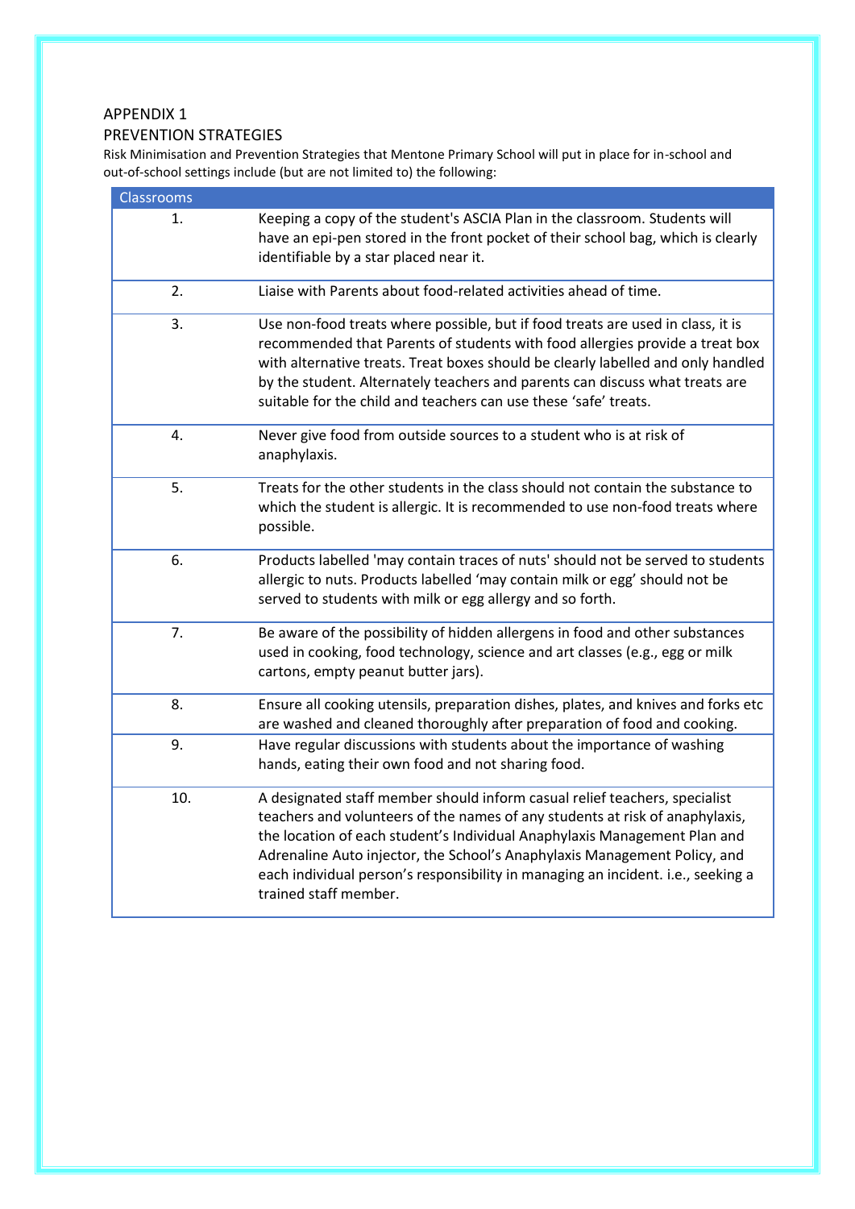APPENDIX 1

PREVENTION STRATEGIES

Risk Minimisation and Prevention Strategies that Mentone Primary School will put in place for in-school and out-of-school settings include (but are not limited to) the following:

| Classrooms | |
|---|---|
| 1. | Keeping a copy of the student's ASCIA Plan in the classroom. Students will have an epi-pen stored in the front pocket of their school bag, which is clearly identifiable by a star placed near it. |
| 2. | Liaise with Parents about food-related activities ahead of time. |
| 3. | Use non-food treats where possible, but if food treats are used in class, it is recommended that Parents of students with food allergies provide a treat box with alternative treats. Treat boxes should be clearly labelled and only handled by the student. Alternately teachers and parents can discuss what treats are suitable for the child and teachers can use these 'safe' treats. |
| 4. | Never give food from outside sources to a student who is at risk of anaphylaxis. |
| 5. | Treats for the other students in the class should not contain the substance to which the student is allergic. It is recommended to use non-food treats where possible. |
| 6. | Products labelled 'may contain traces of nuts' should not be served to students allergic to nuts. Products labelled 'may contain milk or egg' should not be served to students with milk or egg allergy and so forth. |
| 7. | Be aware of the possibility of hidden allergens in food and other substances used in cooking, food technology, science and art classes (e.g., egg or milk cartons, empty peanut butter jars). |
| 8. | Ensure all cooking utensils, preparation dishes, plates, and knives and forks etc are washed and cleaned thoroughly after preparation of food and cooking. |
| 9. | Have regular discussions with students about the importance of washing hands, eating their own food and not sharing food. |
| 10. | A designated staff member should inform casual relief teachers, specialist teachers and volunteers of the names of any students at risk of anaphylaxis, the location of each student's Individual Anaphylaxis Management Plan and Adrenaline Auto injector, the School's Anaphylaxis Management Policy, and each individual person's responsibility in managing an incident. i.e., seeking a trained staff member. |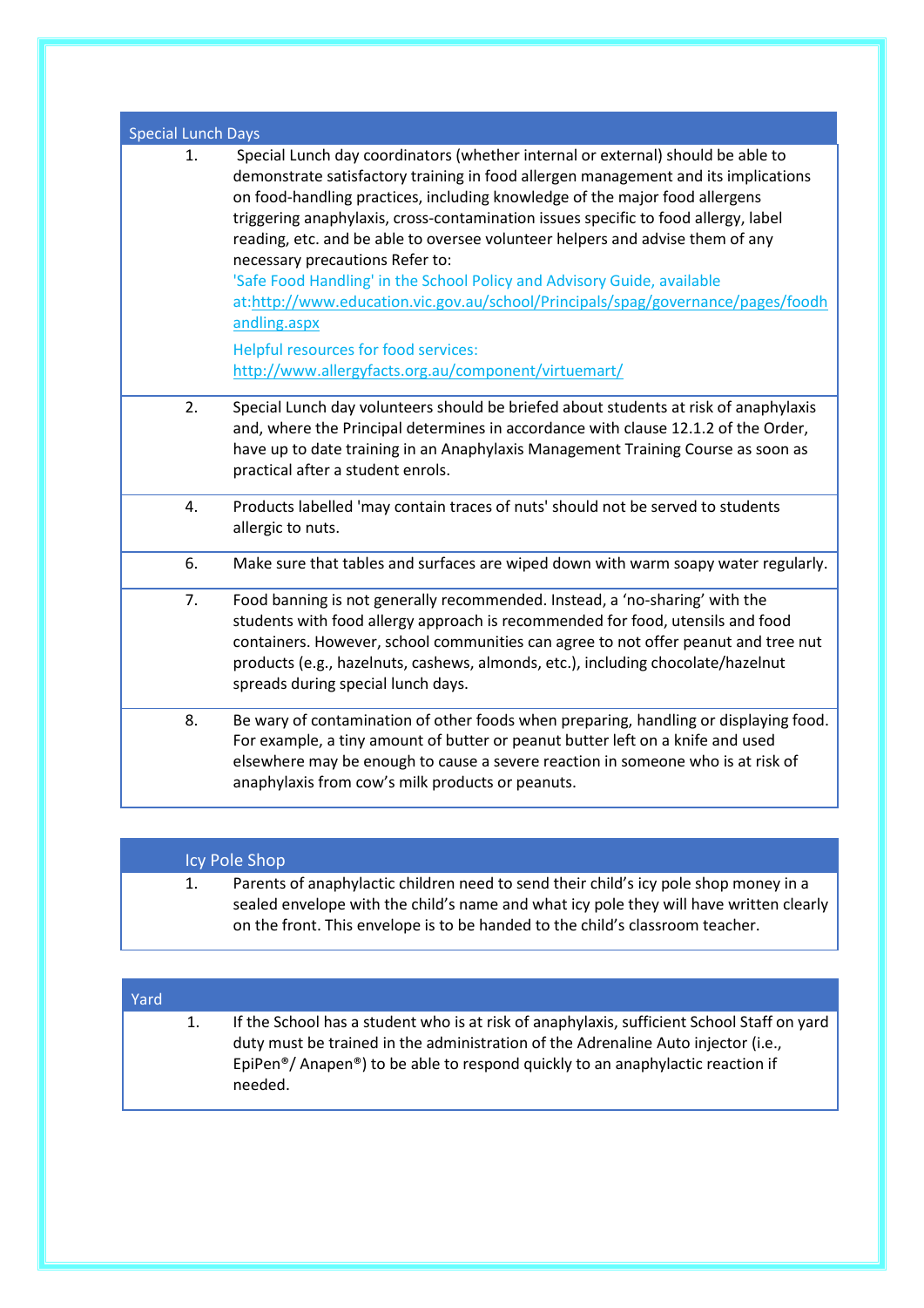| Special Lunch Days | |
|---|---|
| 1. | Special Lunch day coordinators (whether internal or external) should be able to demonstrate satisfactory training in food allergen management and its implications on food-handling practices, including knowledge of the major food allergens triggering anaphylaxis, cross-contamination issues specific to food allergy, label reading, etc. and be able to oversee volunteer helpers and advise them of any necessary precautions Refer to: 'Safe Food Handling' in the School Policy and Advisory Guide, available at:http://www.education.vic.gov.au/school/Principals/spag/governance/pages/foodhandling.aspx<br><br>Helpful resources for food services: http://www.allergyfacts.org.au/component/virtuemart/ |
| 2. | Special Lunch day volunteers should be briefed about students at risk of anaphylaxis and, where the Principal determines in accordance with clause 12.1.2 of the Order, have up to date training in an Anaphylaxis Management Training Course as soon as practical after a student enrols. |
| 4. | Products labelled 'may contain traces of nuts' should not be served to students allergic to nuts. |
| 6. | Make sure that tables and surfaces are wiped down with warm soapy water regularly. |
| 7. | Food banning is not generally recommended. Instead, a 'no-sharing' with the students with food allergy approach is recommended for food, utensils and food containers. However, school communities can agree to not offer peanut and tree nut products (e.g., hazelnuts, cashews, almonds, etc.), including chocolate/hazelnut spreads during special lunch days. |
| 8. | Be wary of contamination of other foods when preparing, handling or displaying food. For example, a tiny amount of butter or peanut butter left on a knife and used elsewhere may be enough to cause a severe reaction in someone who is at risk of anaphylaxis from cow's milk products or peanuts. |

| Icy Pole Shop | |
|---|---|
| 1. | Parents of anaphylactic children need to send their child's icy pole shop money in a sealed envelope with the child's name and what icy pole they will have written clearly on the front. This envelope is to be handed to the child's classroom teacher. |

| Yard | |
|---|---|
| 1. | If the School has a student who is at risk of anaphylaxis, sufficient School Staff on yard duty must be trained in the administration of the Adrenaline Auto injector (i.e., EpiPen®/ Anapen®) to be able to respond quickly to an anaphylactic reaction if needed. |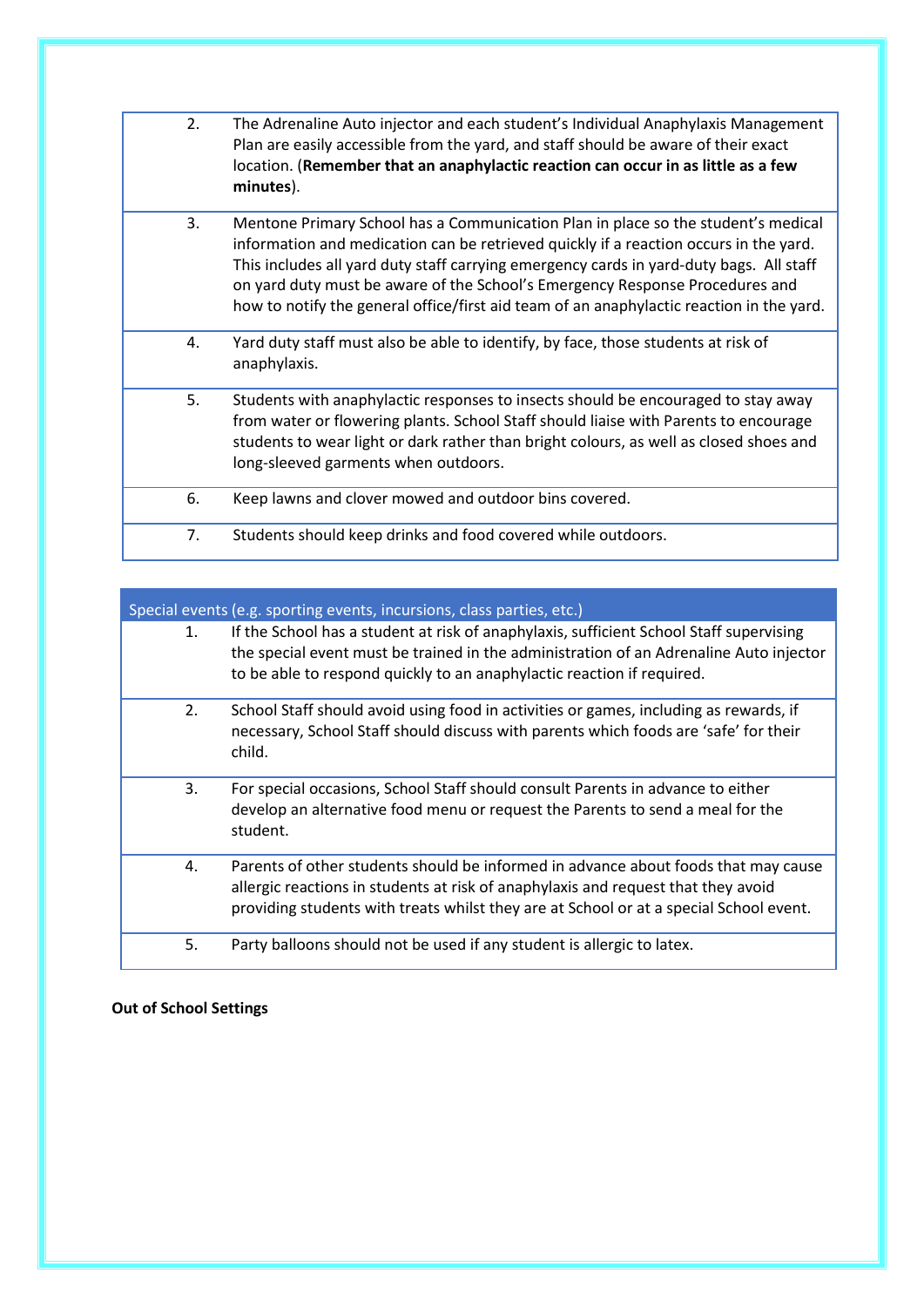| | |
|---|---|
| 2. | The Adrenaline Auto injector and each student's Individual Anaphylaxis Management Plan are easily accessible from the yard, and staff should be aware of their exact location. (**Remember that an anaphylactic reaction can occur in as little as a few minutes**). |
| 3. | Mentone Primary School has a Communication Plan in place so the student's medical information and medication can be retrieved quickly if a reaction occurs in the yard. This includes all yard duty staff carrying emergency cards in yard-duty bags. All staff on yard duty must be aware of the School's Emergency Response Procedures and how to notify the general office/first aid team of an anaphylactic reaction in the yard. |
| 4. | Yard duty staff must also be able to identify, by face, those students at risk of anaphylaxis. |
| 5. | Students with anaphylactic responses to insects should be encouraged to stay away from water or flowering plants. School Staff should liaise with Parents to encourage students to wear light or dark rather than bright colours, as well as closed shoes and long-sleeved garments when outdoors. |
| 6. | Keep lawns and clover mowed and outdoor bins covered. |
| 7. | Students should keep drinks and food covered while outdoors. |

| Special events (e.g. sporting events, incursions, class parties, etc.) | |
|---|---|
| 1. | If the School has a student at risk of anaphylaxis, sufficient School Staff supervising the special event must be trained in the administration of an Adrenaline Auto injector to be able to respond quickly to an anaphylactic reaction if required. |
| 2. | School Staff should avoid using food in activities or games, including as rewards, if necessary, School Staff should discuss with parents which foods are 'safe' for their child. |
| 3. | For special occasions, School Staff should consult Parents in advance to either develop an alternative food menu or request the Parents to send a meal for the student. |
| 4. | Parents of other students should be informed in advance about foods that may cause allergic reactions in students at risk of anaphylaxis and request that they avoid providing students with treats whilst they are at School or at a special School event. |
| 5. | Party balloons should not be used if any student is allergic to latex. |

**Out of School Settings**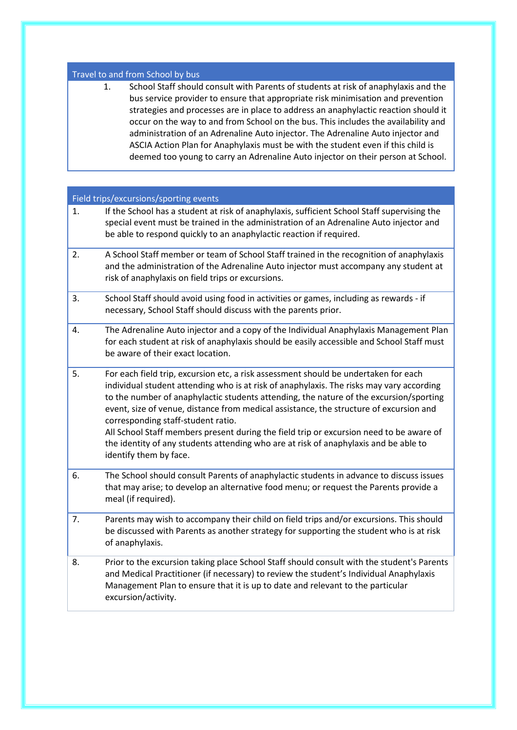| Travel to and from School by bus |
|---|
| 1. School Staff should consult with Parents of students at risk of anaphylaxis and the bus service provider to ensure that appropriate risk minimisation and prevention strategies and processes are in place to address an anaphylactic reaction should it occur on the way to and from School on the bus. This includes the availability and administration of an Adrenaline Auto injector. The Adrenaline Auto injector and ASCIA Action Plan for Anaphylaxis must be with the student even if this child is deemed too young to carry an Adrenaline Auto injector on their person at School. |

| Field trips/excursions/sporting events | |
|---|---|
| 1. | If the School has a student at risk of anaphylaxis, sufficient School Staff supervising the special event must be trained in the administration of an Adrenaline Auto injector and be able to respond quickly to an anaphylactic reaction if required. |
| 2. | A School Staff member or team of School Staff trained in the recognition of anaphylaxis and the administration of the Adrenaline Auto injector must accompany any student at risk of anaphylaxis on field trips or excursions. |
| 3. | School Staff should avoid using food in activities or games, including as rewards - if necessary, School Staff should discuss with the parents prior. |
| 4. | The Adrenaline Auto injector and a copy of the Individual Anaphylaxis Management Plan for each student at risk of anaphylaxis should be easily accessible and School Staff must be aware of their exact location. |
| 5. | For each field trip, excursion etc, a risk assessment should be undertaken for each individual student attending who is at risk of anaphylaxis. The risks may vary according to the number of anaphylactic students attending, the nature of the excursion/sporting event, size of venue, distance from medical assistance, the structure of excursion and corresponding staff-student ratio.<br>All School Staff members present during the field trip or excursion need to be aware of the identity of any students attending who are at risk of anaphylaxis and be able to identify them by face. |
| 6. | The School should consult Parents of anaphylactic students in advance to discuss issues that may arise; to develop an alternative food menu; or request the Parents provide a meal (if required). |
| 7. | Parents may wish to accompany their child on field trips and/or excursions. This should be discussed with Parents as another strategy for supporting the student who is at risk of anaphylaxis. |
| 8. | Prior to the excursion taking place School Staff should consult with the student's Parents and Medical Practitioner (if necessary) to review the student's Individual Anaphylaxis Management Plan to ensure that it is up to date and relevant to the particular excursion/activity. |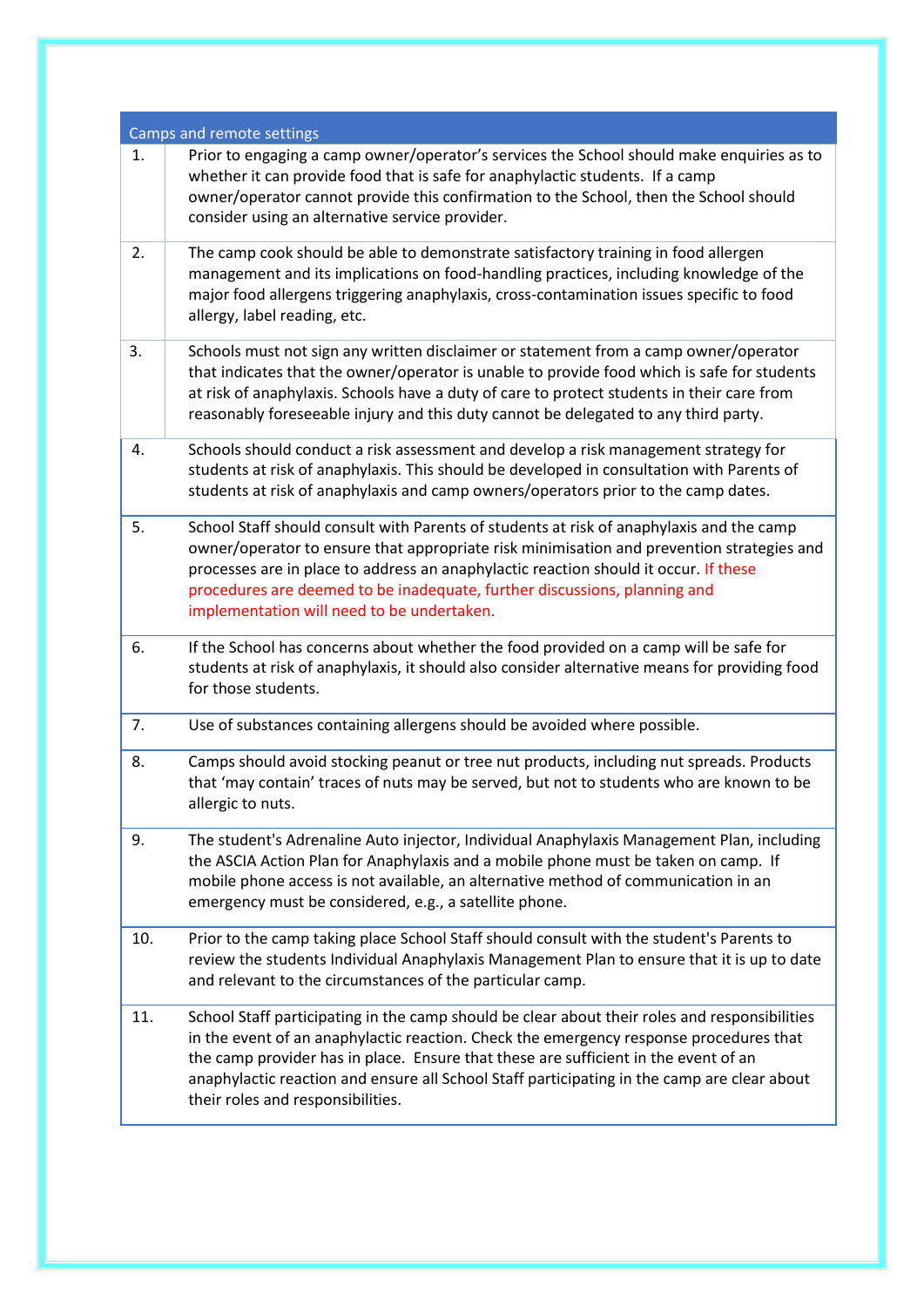| Camps and remote settings | |
|---|---|
| 1. | Prior to engaging a camp owner/operator's services the School should make enquiries as to whether it can provide food that is safe for anaphylactic students. If a camp owner/operator cannot provide this confirmation to the School, then the School should consider using an alternative service provider. |
| 2. | The camp cook should be able to demonstrate satisfactory training in food allergen management and its implications on food-handling practices, including knowledge of the major food allergens triggering anaphylaxis, cross-contamination issues specific to food allergy, label reading, etc. |
| 3. | Schools must not sign any written disclaimer or statement from a camp owner/operator that indicates that the owner/operator is unable to provide food which is safe for students at risk of anaphylaxis. Schools have a duty of care to protect students in their care from reasonably foreseeable injury and this duty cannot be delegated to any third party. |
| 4. | Schools should conduct a risk assessment and develop a risk management strategy for students at risk of anaphylaxis. This should be developed in consultation with Parents of students at risk of anaphylaxis and camp owners/operators prior to the camp dates. |
| 5. | School Staff should consult with Parents of students at risk of anaphylaxis and the camp owner/operator to ensure that appropriate risk minimisation and prevention strategies and processes are in place to address an anaphylactic reaction should it occur. If these procedures are deemed to be inadequate, further discussions, planning and implementation will need to be undertaken. |
| 6. | If the School has concerns about whether the food provided on a camp will be safe for students at risk of anaphylaxis, it should also consider alternative means for providing food for those students. |
| 7. | Use of substances containing allergens should be avoided where possible. |
| 8. | Camps should avoid stocking peanut or tree nut products, including nut spreads. Products that 'may contain' traces of nuts may be served, but not to students who are known to be allergic to nuts. |
| 9. | The student's Adrenaline Auto injector, Individual Anaphylaxis Management Plan, including the ASCIA Action Plan for Anaphylaxis and a mobile phone must be taken on camp. If mobile phone access is not available, an alternative method of communication in an emergency must be considered, e.g., a satellite phone. |
| 10. | Prior to the camp taking place School Staff should consult with the student's Parents to review the students Individual Anaphylaxis Management Plan to ensure that it is up to date and relevant to the circumstances of the particular camp. |
| 11. | School Staff participating in the camp should be clear about their roles and responsibilities in the event of an anaphylactic reaction. Check the emergency response procedures that the camp provider has in place. Ensure that these are sufficient in the event of an anaphylactic reaction and ensure all School Staff participating in the camp are clear about their roles and responsibilities. |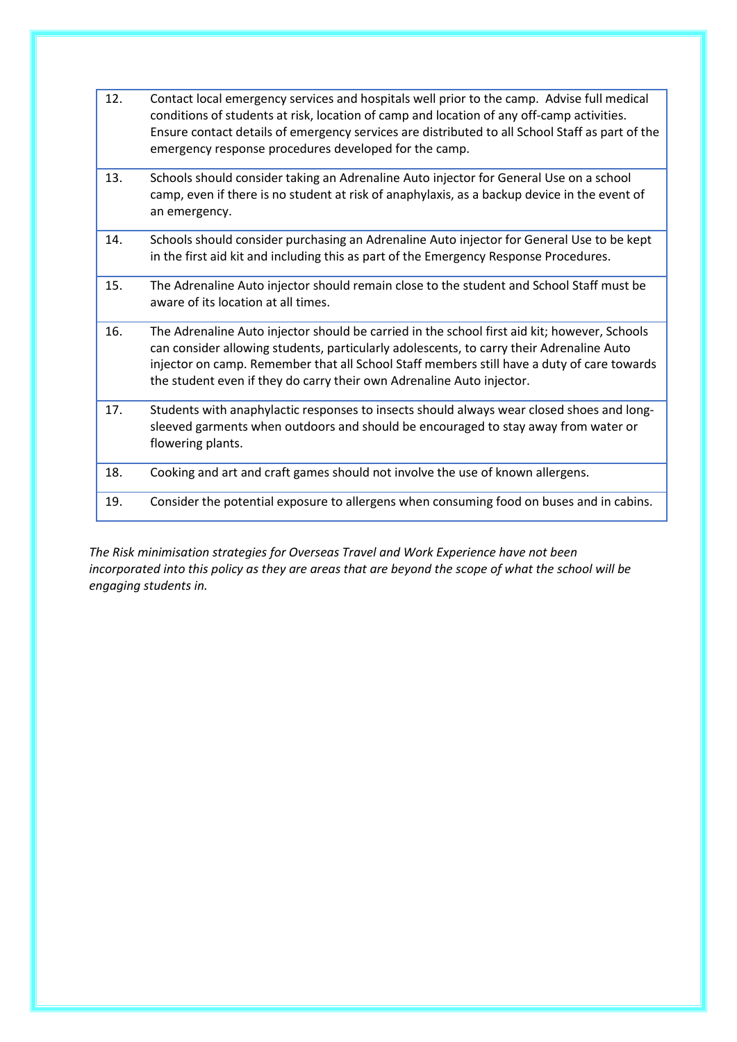| | |
|---|---|
| 12. | Contact local emergency services and hospitals well prior to the camp. Advise full medical conditions of students at risk, location of camp and location of any off-camp activities. Ensure contact details of emergency services are distributed to all School Staff as part of the emergency response procedures developed for the camp. |
| 13. | Schools should consider taking an Adrenaline Auto injector for General Use on a school camp, even if there is no student at risk of anaphylaxis, as a backup device in the event of an emergency. |
| 14. | Schools should consider purchasing an Adrenaline Auto injector for General Use to be kept in the first aid kit and including this as part of the Emergency Response Procedures. |
| 15. | The Adrenaline Auto injector should remain close to the student and School Staff must be aware of its location at all times. |
| 16. | The Adrenaline Auto injector should be carried in the school first aid kit; however, Schools can consider allowing students, particularly adolescents, to carry their Adrenaline Auto injector on camp. Remember that all School Staff members still have a duty of care towards the student even if they do carry their own Adrenaline Auto injector. |
| 17. | Students with anaphylactic responses to insects should always wear closed shoes and long-sleeved garments when outdoors and should be encouraged to stay away from water or flowering plants. |
| 18. | Cooking and art and craft games should not involve the use of known allergens. |
| 19. | Consider the potential exposure to allergens when consuming food on buses and in cabins. |

*The Risk minimisation strategies for Overseas Travel and Work Experience have not been incorporated into this policy as they are areas that are beyond the scope of what the school will be engaging students in.*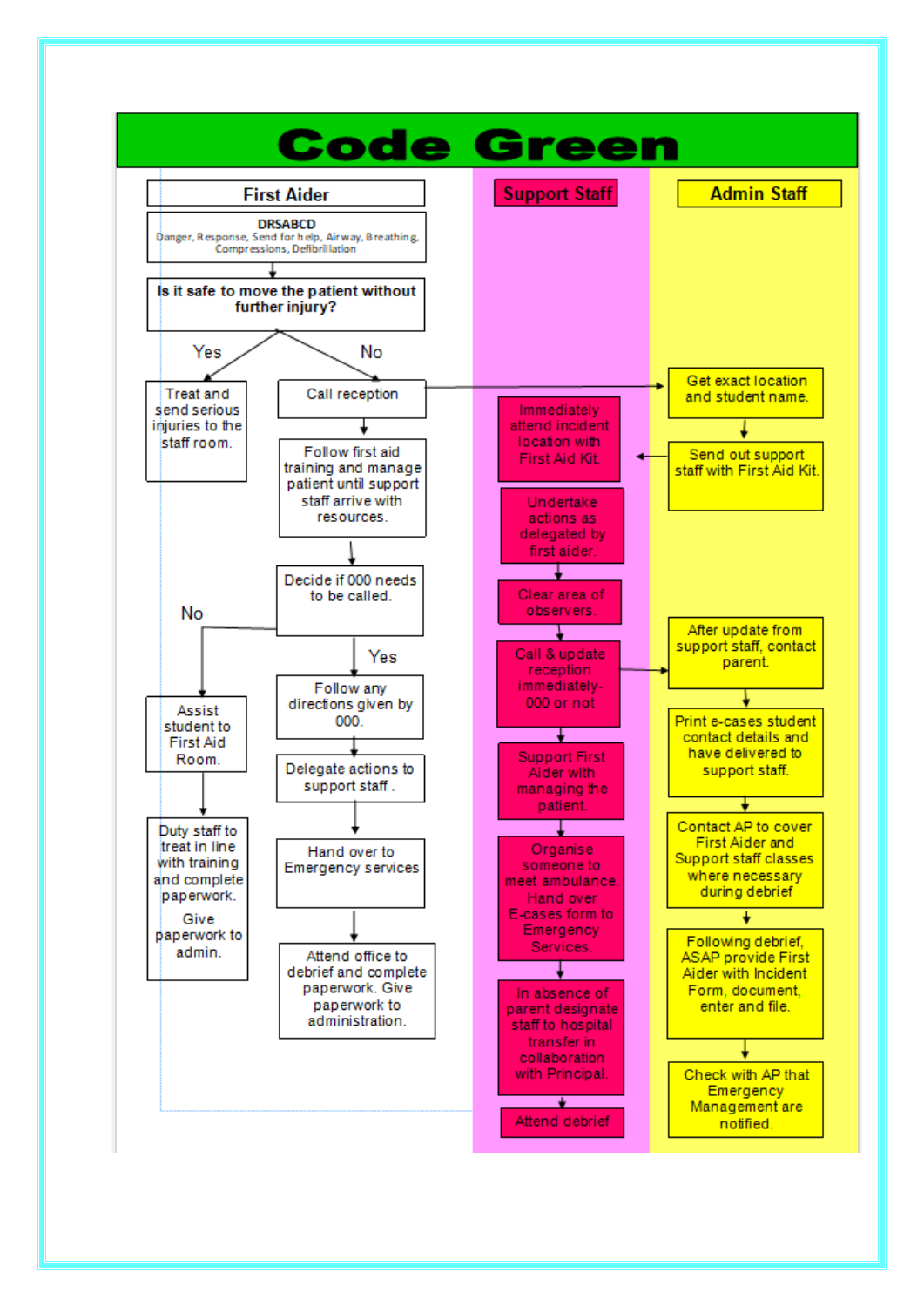# Code Green

## First Aider

**DRSABCD**
Danger, Response, Send for help, Airway, Breathing, Compressions, Defibrillation

**Is it safe to move the patient without further injury?**

**Yes**
- Treat and send serious injuries to the staff room.

**No**
- Call reception
- Follow first aid training and manage patient until support staff arrive with resources.
- Decide if 000 needs to be called.
  - **No**
    - Assist student to First Aid Room.
    - Duty staff to treat in line with training and complete paperwork. Give paperwork to admin.
  - **Yes**
    - Follow any directions given by 000.
    - Delegate actions to support staff .
    - Hand over to Emergency services
    - Attend office to debrief and complete paperwork. Give paperwork to administration.

## Support Staff

- Immediately attend incident location with First Aid Kit.
- Undertake actions as delegated by first aider.
- Clear area of observers.
- Call & update reception immediately- 000 or not
- Support First Aider with managing the patient.
- Organise someone to meet ambulance. Hand over E-cases form to Emergency Services.
- In absence of parent designate staff to hospital transfer in collaboration with Principal.
- Attend debrief

## Admin Staff

- Get exact location and student name.
- Send out support staff with First Aid Kit.
- After update from support staff, contact parent.
- Print e-cases student contact details and have delivered to support staff.
- Contact AP to cover First Aider and Support staff classes where necessary during debrief
- Following debrief, ASAP provide First Aider with Incident Form, document, enter and file.
- Check with AP that Emergency Management are notified.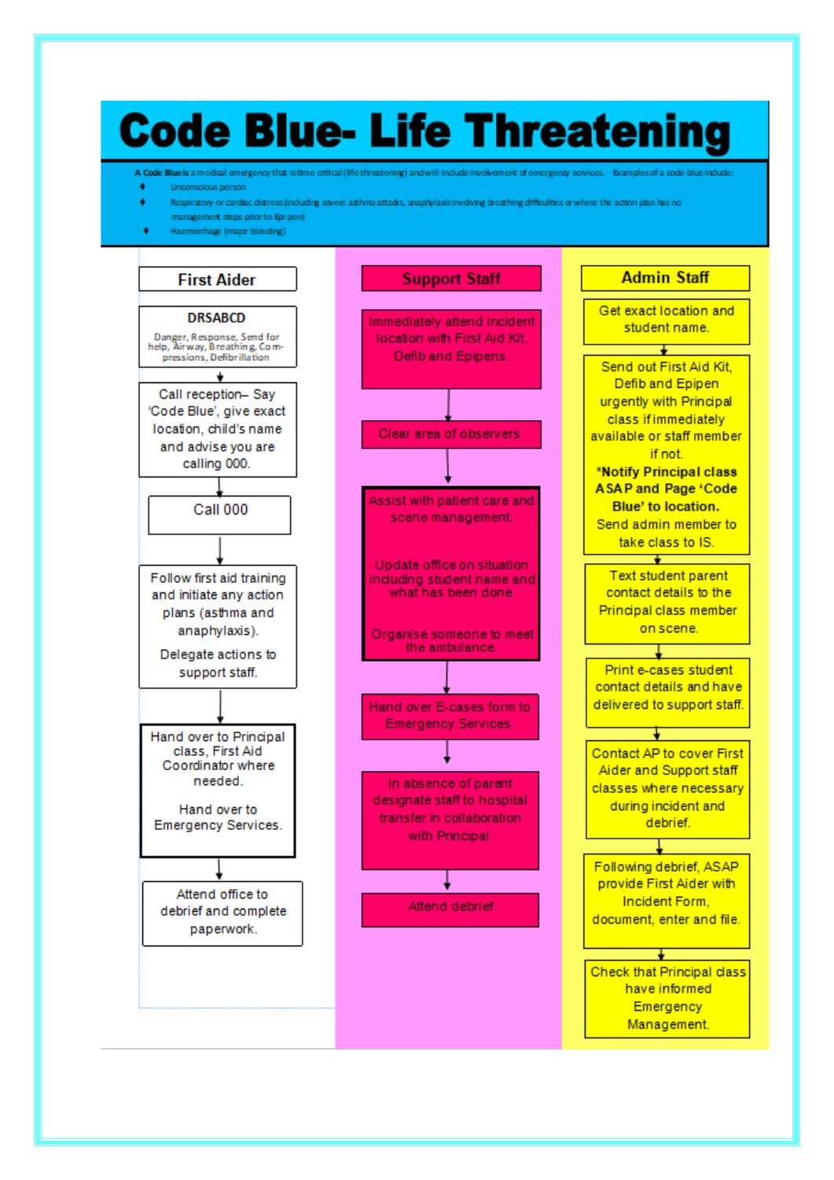# Code Blue- Life Threatening

**A Code Blue** is a medical emergency that is time critical (life threatening) and will include involvement of emergency services. Examples of a code blue include:

- Unconscious person
- Respiratory or cardiac distress (including severe asthma attacks, anaphylaxis involving breathing difficulties or where the action plan has no management steps prior to Epi pen)
- Haemorrhage (major bleeding)

## First Aider

**DRSABCD**

Danger, Response, Send for help, Airway, Breathing, Compressions, Defibrillation

↓

Call reception– Say 'Code Blue', give exact location, child's name and advise you are calling 000.

↓

Call 000

↓

Follow first aid training and initiate any action plans (asthma and anaphylaxis).

Delegate actions to support staff.

↓

Hand over to Principal class, First Aid Coordinator where needed.

Hand over to Emergency Services.

↓

Attend office to debrief and complete paperwork.

## Support Staff

Immediately attend incident location with First Aid Kit, Defib and Epipens.

↓

Clear area of observers.

↓

Assist with patient care and scene management.

Update office on situation including student name and what has been done.

Organise someone to meet the ambulance.

↓

Hand over E-cases form to Emergency Services.

↓

In absence of parent designate staff to hospital transfer in collaboration with Principal.

↓

Attend debrief

## Admin Staff

Get exact location and student name.

Send out First Aid Kit, Defib and Epipen urgently with Principal class if immediately available or staff member if not.

**\*Notify Principal class ASAP and Page 'Code Blue' to location.**

Send admin member to take class to IS.

Text student parent contact details to the Principal class member on scene.

↓

Print e-cases student contact details and have delivered to support staff.

↓

Contact AP to cover First Aider and Support staff classes where necessary during incident and debrief.

↓

Following debrief, ASAP provide First Aider with Incident Form, document, enter and file.

↓

Check that Principal class have informed Emergency Management.